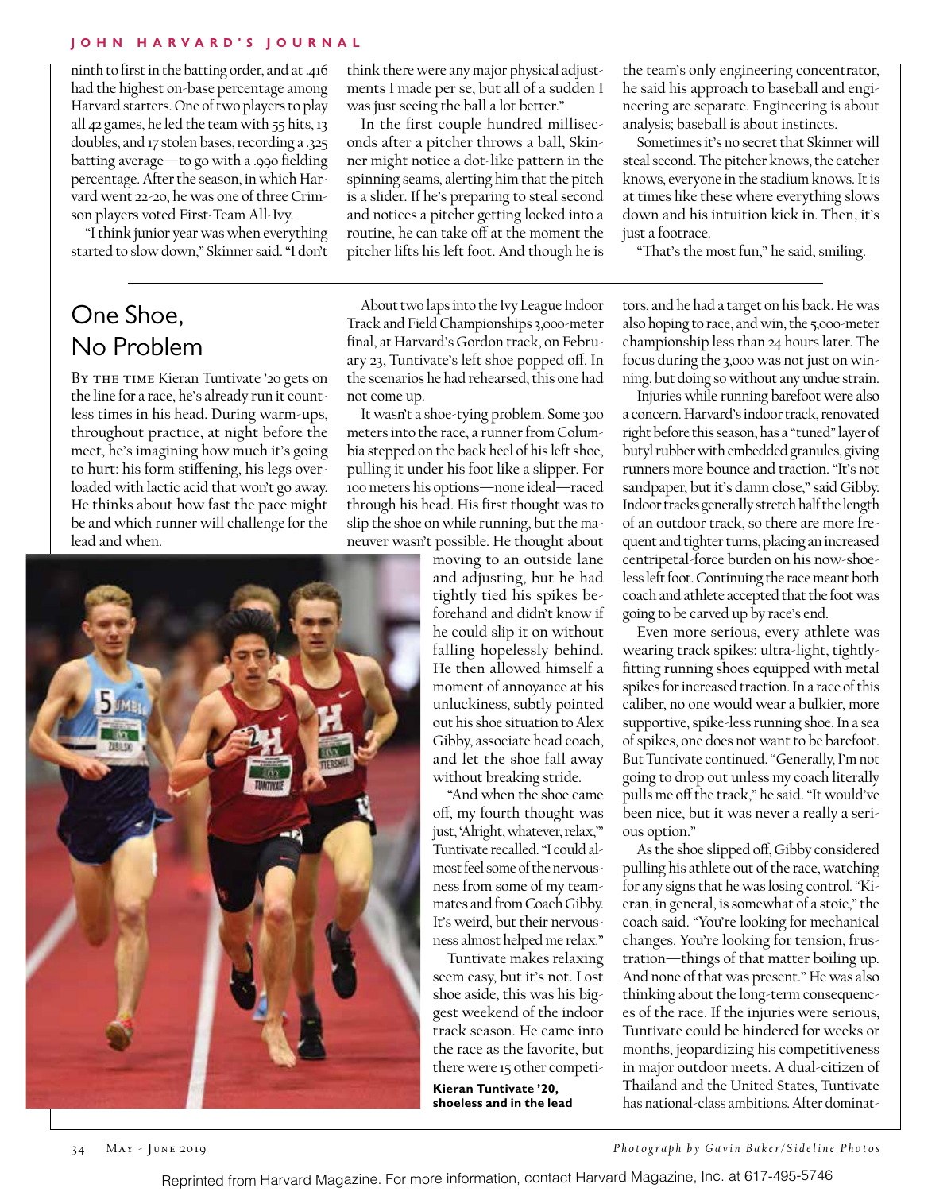ninth to first in the batting order, and at .416 had the highest on-base percentage among Harvard starters. One of two players to play all 42 games, he led the team with 55 hits, 13 doubles, and 17 stolen bases, recording a .325 batting average—to go with a .990 fielding percentage. After the season, in which Harvard went 22-20, he was one of three Crimson players voted First-Team All-Ivy.

"I think junior year was when everything started to slow down," Skinner said. "I don't think there were any major physical adjustments I made per se, but all of a sudden I was just seeing the ball a lot better."

In the first couple hundred milliseconds after a pitcher throws a ball, Skinner might notice a dot-like pattern in the spinning seams, alerting him that the pitch is a slider. If he's preparing to steal second and notices a pitcher getting locked into a routine, he can take off at the moment the pitcher lifts his left foot. And though he is the team's only engineering concentrator, he said his approach to baseball and engineering are separate. Engineering is about analysis; baseball is about instincts.

Sometimes it's no secret that Skinner will steal second. The pitcher knows, the catcher knows, everyone in the stadium knows. It is at times like these where everything slows down and his intuition kick in. Then, it's just a footrace.

"That's the most fun," he said, smiling.

## One Shoe, No Problem

By the time Kieran Tuntivate '20 gets on the line for a race, he's already run it countless times in his head. During warm-ups, throughout practice, at night before the meet, he's imagining how much it's going to hurt: his form stiffening, his legs overloaded with lactic acid that won't go away. He thinks about how fast the pace might be and which runner will challenge for the lead and when.

About two laps into the Ivy League Indoor Track and Field Championships 3,000-meter final, at Harvard's Gordon track, on February 23, Tuntivate's left shoe popped off. In the scenarios he had rehearsed, this one had not come up.

It wasn't a shoe-tying problem. Some 300 meters into the race, a runner from Columbia stepped on the back heel of his left shoe, pulling it under his foot like a slipper. For 100 meters his options—none ideal—raced through his head. His first thought was to slip the shoe on while running, but the maneuver wasn't possible. He thought about moving to an outside lane and adjusting, but he had tightly tied his spikes beforehand and didn't know if he could slip it on without falling hopelessly behind. He then allowed himself a moment of annoyance at his unluckiness, subtly pointed out his shoe situation to Alex Gibby, associate head coach, and let the shoe fall away without breaking stride.

"And when the shoe came off, my fourth thought was just, 'Alright, whatever, relax,'" Tuntivate recalled. "I could almost feel some of the nervousness from some of my teammates and from Coach Gibby. It's weird, but their nervousness almost helped me relax."

Tuntivate makes relaxing seem easy, but it's not. Lost shoe aside, this was his biggest weekend of the indoor track season. He came into the race as the favorite, but there were 15 other competitors, and he had a target on his back. He was also hoping to race, and win, the 5,000-meter championship less than 24 hours later. The focus during the 3,000 was not just on winning, but doing so without any undue strain.

**Kieran Tuntivate '20, shoeless and in the lead**

Injuries while running barefoot were also a concern. Harvard's indoor track, renovated right before this season, has a "tuned" layer of butyl rubber with embedded granules, giving runners more bounce and traction. "It's not sandpaper, but it's damn close," said Gibby. Indoor tracks generally stretch half the length of an outdoor track, so there are more frequent and tighter turns, placing an increased centripetal-force burden on his now-shoeless left foot. Continuing the race meant both coach and athlete accepted that the foot was going to be carved up by race's end.

Even more serious, every athlete was wearing track spikes: ultra-light, tightly-fitting running shoes equipped with metal spikes for increased traction. In a race of this caliber, no one would wear a bulkier, more supportive, spike-less running shoe. In a sea of spikes, one does not want to be barefoot. But Tuntivate continued. "Generally, I'm not going to drop out unless my coach literally pulls me off the track," he said. "It would've been nice, but it was never a really serious option."

As the shoe slipped off, Gibby considered pulling his athlete out of the race, watching for any signs that he was losing control. "Kieran, in general, is somewhat of a stoic," the coach said. "You're looking for mechanical changes. You're looking for tension, frustration—things of that matter boiling up. And none of that was present." He was also thinking about the long-term consequences of the race. If the injuries were serious, Tuntivate could be hindered for weeks or months, jeopardizing his competitiveness in major outdoor meets. A dual-citizen of Thailand and the United States, Tuntivate has national-class ambitions. After dominat-

*Photograph by Gavin Baker/Sideline Photos*

Reprinted from Harvard Magazine. For more information, contact Harvard Magazine, Inc. at 617-495-5746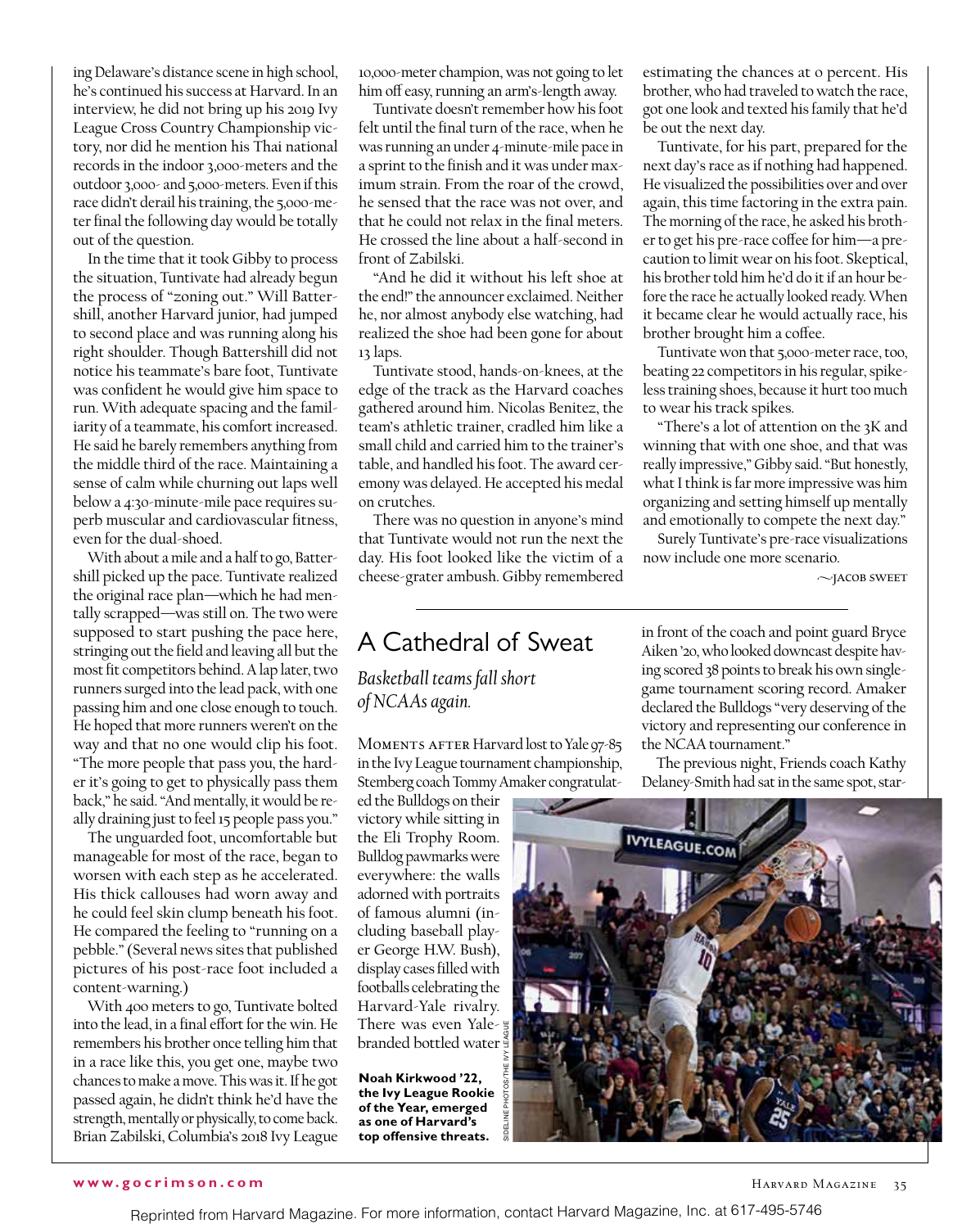ing Delaware's distance scene in high school, he's continued his success at Harvard. In an interview, he did not bring up his 2019 Ivy League Cross Country Championship victory, nor did he mention his Thai national records in the indoor 3,000-meters and the outdoor 3,000- and 5,000-meters. Even if this race didn't derail his training, the 5,000-meter final the following day would be totally out of the question.

In the time that it took Gibby to process the situation, Tuntivate had already begun the process of "zoning out." Will Battershill, another Harvard junior, had jumped to second place and was running along his right shoulder. Though Battershill did not notice his teammate's bare foot, Tuntivate was confident he would give him space to run. With adequate spacing and the familiarity of a teammate, his comfort increased. He said he barely remembers anything from the middle third of the race. Maintaining a sense of calm while churning out laps well below a 4:30-minute-mile pace requires superb muscular and cardiovascular fitness, even for the dual-shoed.

With about a mile and a half to go, Battershill picked up the pace. Tuntivate realized the original race plan—which he had mentally scrapped—was still on. The two were supposed to start pushing the pace here, stringing out the field and leaving all but the most fit competitors behind. A lap later, two runners surged into the lead pack, with one passing him and one close enough to touch. He hoped that more runners weren't on the way and that no one would clip his foot. "The more people that pass you, the harder it's going to get to physically pass them back," he said. "And mentally, it would be really draining just to feel 15 people pass you."

The unguarded foot, uncomfortable but manageable for most of the race, began to worsen with each step as he accelerated. His thick callouses had worn away and he could feel skin clump beneath his foot. He compared the feeling to "running on a pebble." (Several news sites that published pictures of his post-race foot included a content-warning.)

With 400 meters to go, Tuntivate bolted into the lead, in a final effort for the win. He remembers his brother once telling him that in a race like this, you get one, maybe two chances to make a move. This was it. If he got passed again, he didn't think he'd have the strength, mentally or physically, to come back. Brian Zabilski, Columbia's 2018 Ivy League 10,000-meter champion, was not going to let him off easy, running an arm's-length away.

Tuntivate doesn't remember how his foot felt until the final turn of the race, when he was running an under 4-minute-mile pace in a sprint to the finish and it was under maximum strain. From the roar of the crowd, he sensed that the race was not over, and that he could not relax in the final meters. He crossed the line about a half-second in front of Zabilski.

"And he did it without his left shoe at the end!" the announcer exclaimed. Neither he, nor almost anybody else watching, had realized the shoe had been gone for about 13 laps.

Tuntivate stood, hands-on-knees, at the edge of the track as the Harvard coaches gathered around him. Nicolas Benitez, the team's athletic trainer, cradled him like a small child and carried him to the trainer's table, and handled his foot. The award ceremony was delayed. He accepted his medal on crutches.

There was no question in anyone's mind that Tuntivate would not run the next the day. His foot looked like the victim of a cheese-grater ambush. Gibby remembered estimating the chances at 0 percent. His brother, who had traveled to watch the race, got one look and texted his family that he'd be out the next day.

Tuntivate, for his part, prepared for the next day's race as if nothing had happened. He visualized the possibilities over and over again, this time factoring in the extra pain. The morning of the race, he asked his brother to get his pre-race coffee for him—a precaution to limit wear on his foot. Skeptical, his brother told him he'd do it if an hour before the race he actually looked ready. When it became clear he would actually race, his brother brought him a coffee.

Tuntivate won that 5,000-meter race, too, beating 22 competitors in his regular, spikeless training shoes, because it hurt too much to wear his track spikes.

"There's a lot of attention on the 3K and winning that with one shoe, and that was really impressive," Gibby said. "But honestly, what I think is far more impressive was him organizing and setting himself up mentally and emotionally to compete the next day."

Surely Tuntivate's pre-race visualizations now include one more scenario.

~JACOB SWEET

## A Cathedral of Sweat

*Basketball teams fall short of NCAAs again.*

MOMENTS AFTER Harvard lost to Yale 97-85 in the Ivy League tournament championship, Stemberg coach Tommy Amaker congratulated the Bulldogs on their victory while sitting in the Eli Trophy Room. Bulldog pawmarks were everywhere: the walls adorned with portraits of famous alumni (including baseball player George H.W. Bush), display cases filled with footballs celebrating the Harvard-Yale rivalry. There was even Yale-branded bottled water in front of the coach and point guard Bryce Aiken '20, who looked downcast despite having scored 38 points to break his own single-game tournament scoring record. Amaker declared the Bulldogs "very deserving of the victory and representing our conference in the NCAA tournament."

The previous night, Friends coach Kathy Delaney-Smith had sat in the same spot, star-

**Noah Kirkwood '22, the Ivy League Rookie of the Year, emerged as one of Harvard's top offensive threats.**

SIDELINE PHOTOS/THE IVY LEAGUE

Reprinted from Harvard Magazine. For more information, contact Harvard Magazine, Inc. at 617-495-5746